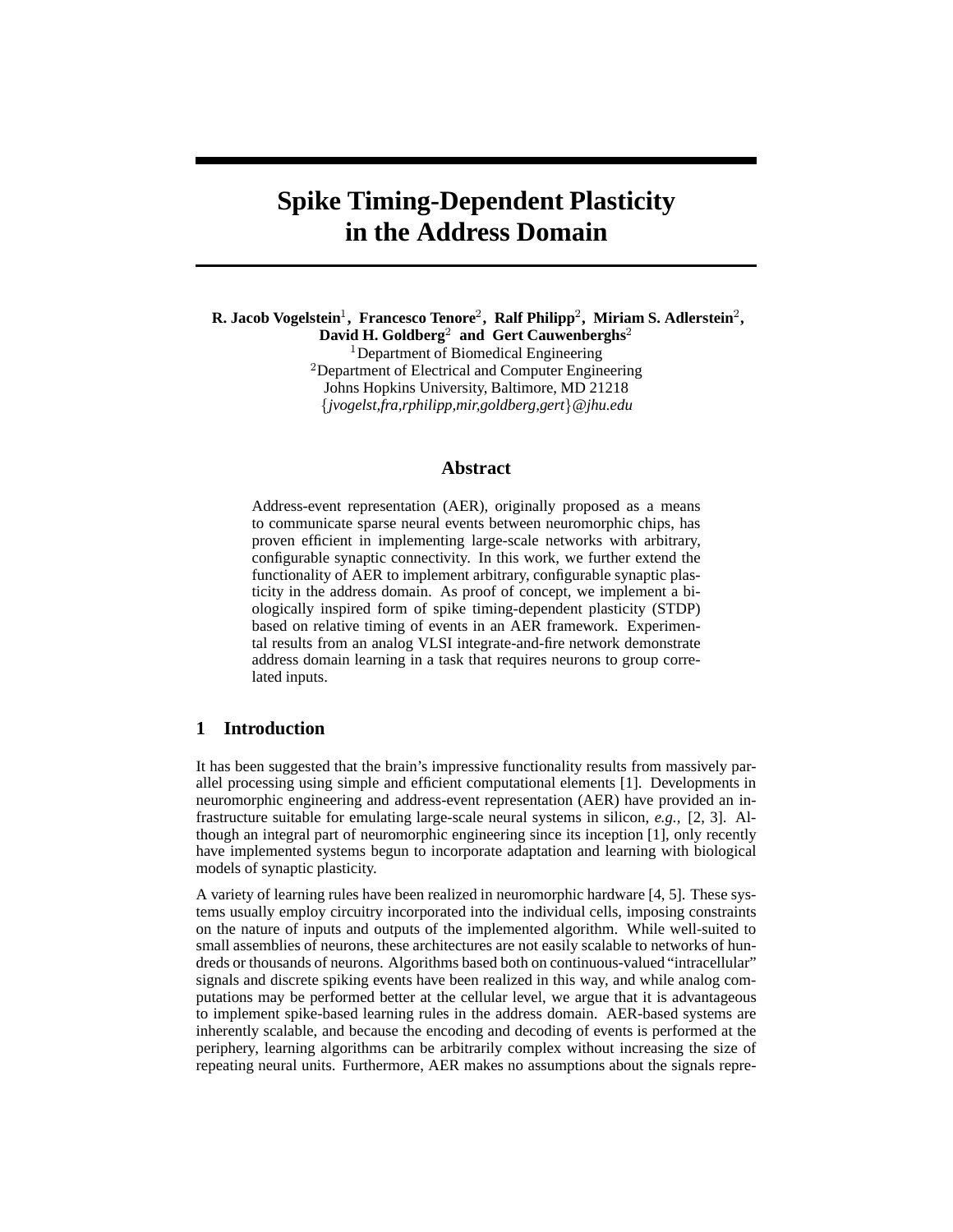# Spike Timing-Dependent Plasticity in the Address Domain

**R. Jacob Vogelstein**[1], **Francesco Tenore**[2], **Ralf Philipp**[2], **Miriam S. Adlerstein**[2], **David H. Goldberg**[2] **and Gert Cauwenberghs**[2]

[1]Department of Biomedical Engineering
[2]Department of Electrical and Computer Engineering
Johns Hopkins University, Baltimore, MD 21218
{*jvogelst,fra,rphilipp,mir,goldberg,gert*}*@jhu.edu*

## Abstract

Address-event representation (AER), originally proposed as a means to communicate sparse neural events between neuromorphic chips, has proven efficient in implementing large-scale networks with arbitrary, configurable synaptic connectivity. In this work, we further extend the functionality of AER to implement arbitrary, configurable synaptic plasticity in the address domain. As proof of concept, we implement a biologically inspired form of spike timing-dependent plasticity (STDP) based on relative timing of events in an AER framework. Experimental results from an analog VLSI integrate-and-fire network demonstrate address domain learning in a task that requires neurons to group correlated inputs.

## 1 Introduction

It has been suggested that the brain's impressive functionality results from massively parallel processing using simple and efficient computational elements [1]. Developments in neuromorphic engineering and address-event representation (AER) have provided an infrastructure suitable for emulating large-scale neural systems in silicon, *e.g.,* [2, 3]. Although an integral part of neuromorphic engineering since its inception [1], only recently have implemented systems begun to incorporate adaptation and learning with biological models of synaptic plasticity.

A variety of learning rules have been realized in neuromorphic hardware [4, 5]. These systems usually employ circuitry incorporated into the individual cells, imposing constraints on the nature of inputs and outputs of the implemented algorithm. While well-suited to small assemblies of neurons, these architectures are not easily scalable to networks of hundreds or thousands of neurons. Algorithms based both on continuous-valued "intracellular" signals and discrete spiking events have been realized in this way, and while analog computations may be performed better at the cellular level, we argue that it is advantageous to implement spike-based learning rules in the address domain. AER-based systems are inherently scalable, and because the encoding and decoding of events is performed at the periphery, learning algorithms can be arbitrarily complex without increasing the size of repeating neural units. Furthermore, AER makes no assumptions about the signals repre-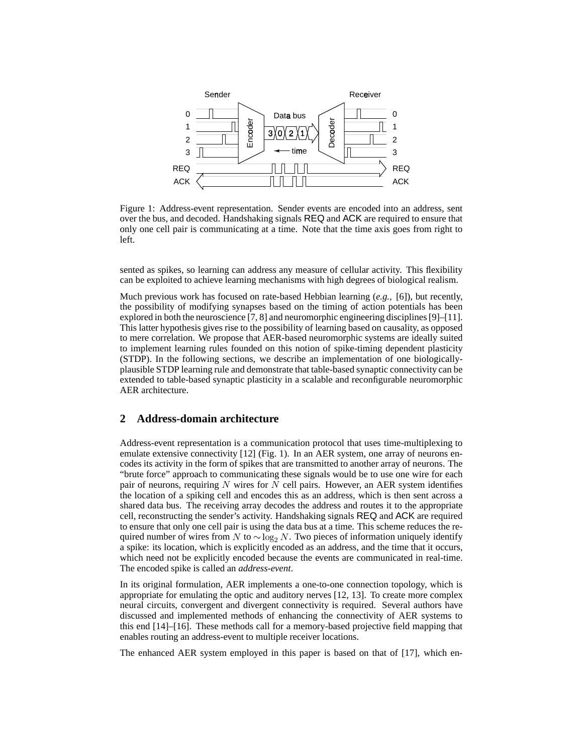Figure 1: Address-event representation. Sender events are encoded into an address, sent over the bus, and decoded. Handshaking signals REQ and ACK are required to ensure that only one cell pair is communicating at a time. Note that the time axis goes from right to left.

sented as spikes, so learning can address any measure of cellular activity. This flexibility can be exploited to achieve learning mechanisms with high degrees of biological realism.

Much previous work has focused on rate-based Hebbian learning (*e.g.,* [6]), but recently, the possibility of modifying synapses based on the timing of action potentials has been explored in both the neuroscience [7, 8] and neuromorphic engineering disciplines [9]–[11]. This latter hypothesis gives rise to the possibility of learning based on causality, as opposed to mere correlation. We propose that AER-based neuromorphic systems are ideally suited to implement learning rules founded on this notion of spike-timing dependent plasticity (STDP). In the following sections, we describe an implementation of one biologically-plausible STDP learning rule and demonstrate that table-based synaptic connectivity can be extended to table-based synaptic plasticity in a scalable and reconfigurable neuromorphic AER architecture.

## 2 Address-domain architecture

Address-event representation is a communication protocol that uses time-multiplexing to emulate extensive connectivity [12] (Fig. 1). In an AER system, one array of neurons encodes its activity in the form of spikes that are transmitted to another array of neurons. The "brute force" approach to communicating these signals would be to use one wire for each pair of neurons, requiring $N$ wires for $N$ cell pairs. However, an AER system identifies the location of a spiking cell and encodes this as an address, which is then sent across a shared data bus. The receiving array decodes the address and routes it to the appropriate cell, reconstructing the sender's activity. Handshaking signals REQ and ACK are required to ensure that only one cell pair is using the data bus at a time. This scheme reduces the required number of wires from $N$ to $\sim\log_2 N$. Two pieces of information uniquely identify a spike: its location, which is explicitly encoded as an address, and the time that it occurs, which need not be explicitly encoded because the events are communicated in real-time. The encoded spike is called an *address-event*.

In its original formulation, AER implements a one-to-one connection topology, which is appropriate for emulating the optic and auditory nerves [12, 13]. To create more complex neural circuits, convergent and divergent connectivity is required. Several authors have discussed and implemented methods of enhancing the connectivity of AER systems to this end [14]–[16]. These methods call for a memory-based projective field mapping that enables routing an address-event to multiple receiver locations.

The enhanced AER system employed in this paper is based on that of [17], which en-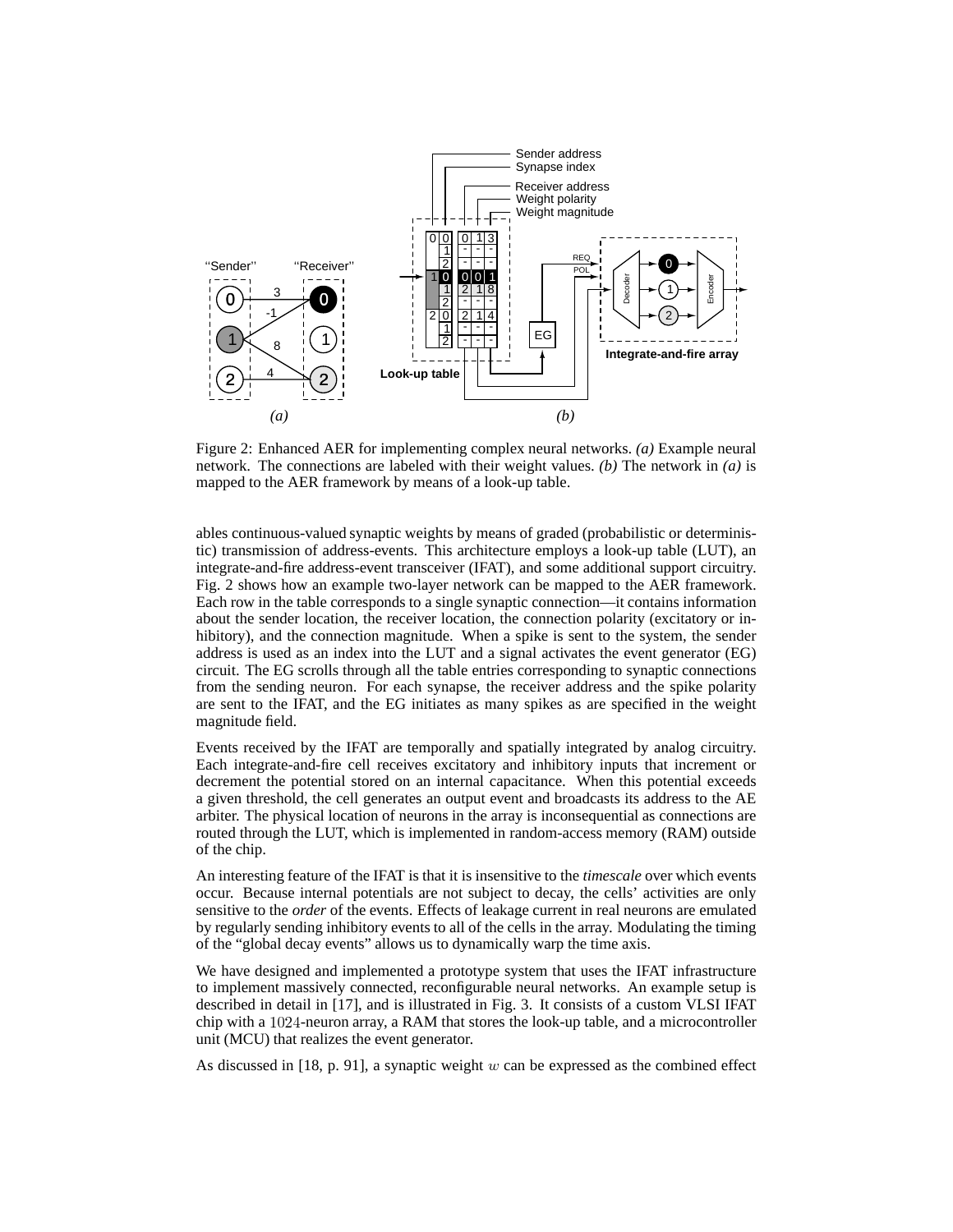Figure 2: Enhanced AER for implementing complex neural networks. *(a)* Example neural network. The connections are labeled with their weight values. *(b)* The network in *(a)* is mapped to the AER framework by means of a look-up table.

ables continuous-valued synaptic weights by means of graded (probabilistic or deterministic) transmission of address-events. This architecture employs a look-up table (LUT), an integrate-and-fire address-event transceiver (IFAT), and some additional support circuitry. Fig. 2 shows how an example two-layer network can be mapped to the AER framework. Each row in the table corresponds to a single synaptic connection—it contains information about the sender location, the receiver location, the connection polarity (excitatory or inhibitory), and the connection magnitude. When a spike is sent to the system, the sender address is used as an index into the LUT and a signal activates the event generator (EG) circuit. The EG scrolls through all the table entries corresponding to synaptic connections from the sending neuron. For each synapse, the receiver address and the spike polarity are sent to the IFAT, and the EG initiates as many spikes as are specified in the weight magnitude field.

Events received by the IFAT are temporally and spatially integrated by analog circuitry. Each integrate-and-fire cell receives excitatory and inhibitory inputs that increment or decrement the potential stored on an internal capacitance. When this potential exceeds a given threshold, the cell generates an output event and broadcasts its address to the AE arbiter. The physical location of neurons in the array is inconsequential as connections are routed through the LUT, which is implemented in random-access memory (RAM) outside of the chip.

An interesting feature of the IFAT is that it is insensitive to the *timescale* over which events occur. Because internal potentials are not subject to decay, the cells' activities are only sensitive to the *order* of the events. Effects of leakage current in real neurons are emulated by regularly sending inhibitory events to all of the cells in the array. Modulating the timing of the "global decay events" allows us to dynamically warp the time axis.

We have designed and implemented a prototype system that uses the IFAT infrastructure to implement massively connected, reconfigurable neural networks. An example setup is described in detail in [17], and is illustrated in Fig. 3. It consists of a custom VLSI IFAT chip with a $1024$-neuron array, a RAM that stores the look-up table, and a microcontroller unit (MCU) that realizes the event generator.

As discussed in [18, p. 91], a synaptic weight $w$ can be expressed as the combined effect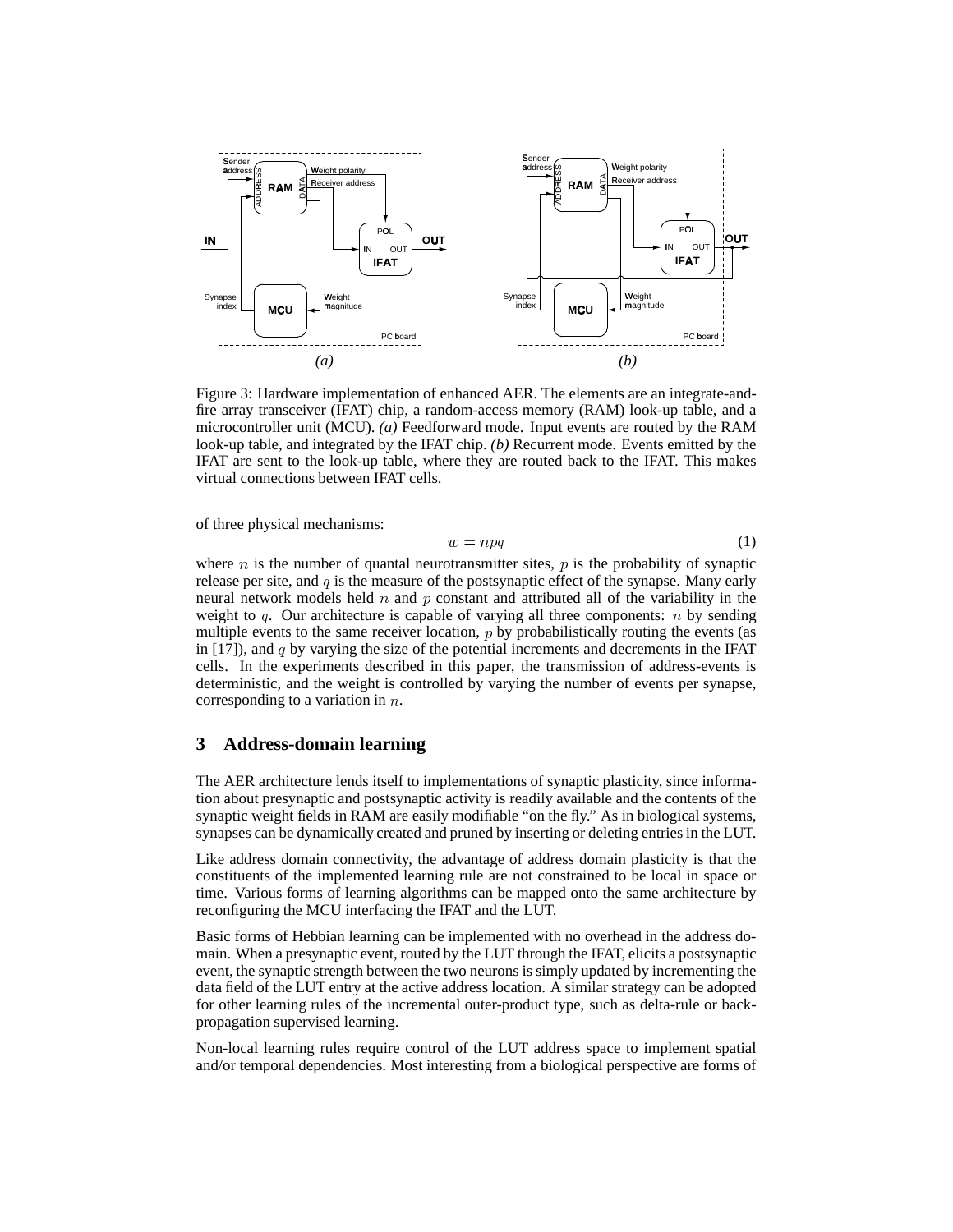Figure 3: Hardware implementation of enhanced AER. The elements are an integrate-and-fire array transceiver (IFAT) chip, a random-access memory (RAM) look-up table, and a microcontroller unit (MCU). *(a)* Feedforward mode. Input events are routed by the RAM look-up table, and integrated by the IFAT chip. *(b)* Recurrent mode. Events emitted by the IFAT are sent to the look-up table, where they are routed back to the IFAT. This makes virtual connections between IFAT cells.

of three physical mechanisms:

$$w = npq \tag{1}$$

where $n$ is the number of quantal neurotransmitter sites, $p$ is the probability of synaptic release per site, and $q$ is the measure of the postsynaptic effect of the synapse. Many early neural network models held $n$ and $p$ constant and attributed all of the variability in the weight to $q$. Our architecture is capable of varying all three components: $n$ by sending multiple events to the same receiver location, $p$ by probabilistically routing the events (as in [17]), and $q$ by varying the size of the potential increments and decrements in the IFAT cells. In the experiments described in this paper, the transmission of address-events is deterministic, and the weight is controlled by varying the number of events per synapse, corresponding to a variation in $n$.

## 3 Address-domain learning

The AER architecture lends itself to implementations of synaptic plasticity, since information about presynaptic and postsynaptic activity is readily available and the contents of the synaptic weight fields in RAM are easily modifiable "on the fly." As in biological systems, synapses can be dynamically created and pruned by inserting or deleting entries in the LUT.

Like address domain connectivity, the advantage of address domain plasticity is that the constituents of the implemented learning rule are not constrained to be local in space or time. Various forms of learning algorithms can be mapped onto the same architecture by reconfiguring the MCU interfacing the IFAT and the LUT.

Basic forms of Hebbian learning can be implemented with no overhead in the address domain. When a presynaptic event, routed by the LUT through the IFAT, elicits a postsynaptic event, the synaptic strength between the two neurons is simply updated by incrementing the data field of the LUT entry at the active address location. A similar strategy can be adopted for other learning rules of the incremental outer-product type, such as delta-rule or back-propagation supervised learning.

Non-local learning rules require control of the LUT address space to implement spatial and/or temporal dependencies. Most interesting from a biological perspective are forms of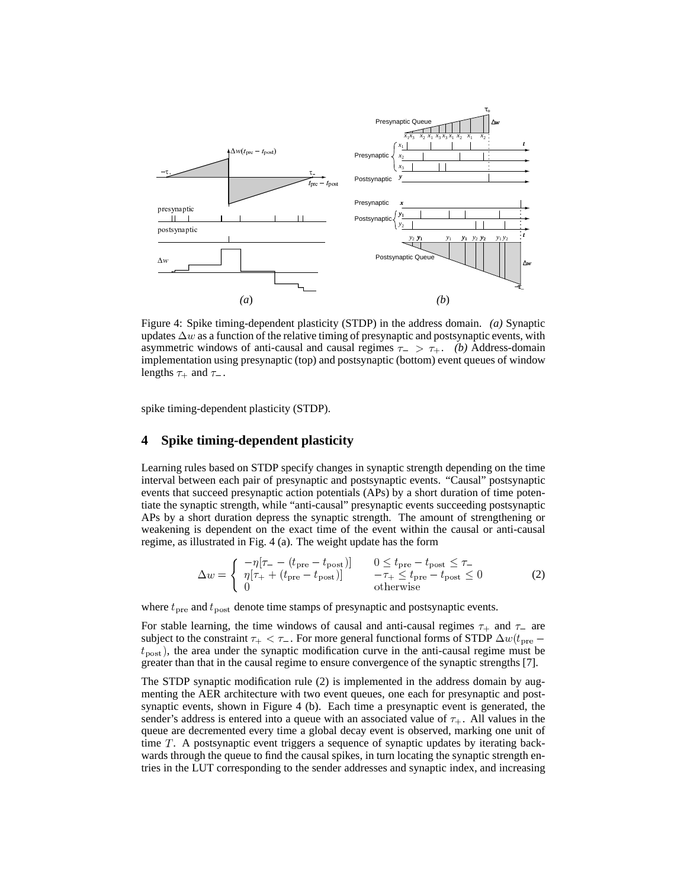Figure 4: Spike timing-dependent plasticity (STDP) in the address domain. *(a)* Synaptic updates $\Delta w$ as a function of the relative timing of presynaptic and postsynaptic events, with asymmetric windows of anti-causal and causal regimes $\tau_- > \tau_+$. *(b)* Address-domain implementation using presynaptic (top) and postsynaptic (bottom) event queues of window lengths $\tau_+$ and $\tau_-$.

spike timing-dependent plasticity (STDP).

## 4 Spike timing-dependent plasticity

Learning rules based on STDP specify changes in synaptic strength depending on the time interval between each pair of presynaptic and postsynaptic events. "Causal" postsynaptic events that succeed presynaptic action potentials (APs) by a short duration of time potentiate the synaptic strength, while "anti-causal" presynaptic events succeeding postsynaptic APs by a short duration depress the synaptic strength. The amount of strengthening or weakening is dependent on the exact time of the event within the causal or anti-causal regime, as illustrated in Fig. 4 (a). The weight update has the form

$$\Delta w = \begin{cases} -\eta[\tau_- - (t_{\rm pre} - t_{\rm post})] & 0 \le t_{\rm pre} - t_{\rm post} \le \tau_- \\ \eta[\tau_+ + (t_{\rm pre} - t_{\rm post})] & -\tau_+ \le t_{\rm pre} - t_{\rm post} \le 0 \\ 0 & \text{otherwise} \end{cases} \tag{2}$$

where $t_{\rm pre}$ and $t_{\rm post}$ denote time stamps of presynaptic and postsynaptic events.

For stable learning, the time windows of causal and anti-causal regimes $\tau_+$ and $\tau_-$ are subject to the constraint $\tau_+ < \tau_-$. For more general functional forms of STDP $\Delta w(t_{\rm pre} - t_{\rm post})$, the area under the synaptic modification curve in the anti-causal regime must be greater than that in the causal regime to ensure convergence of the synaptic strengths [7].

The STDP synaptic modification rule (2) is implemented in the address domain by augmenting the AER architecture with two event queues, one each for presynaptic and postsynaptic events, shown in Figure 4 (b). Each time a presynaptic event is generated, the sender's address is entered into a queue with an associated value of $\tau_+$. All values in the queue are decremented every time a global decay event is observed, marking one unit of time $T$. A postsynaptic event triggers a sequence of synaptic updates by iterating backwards through the queue to find the causal spikes, in turn locating the synaptic strength entries in the LUT corresponding to the sender addresses and synaptic index, and increasing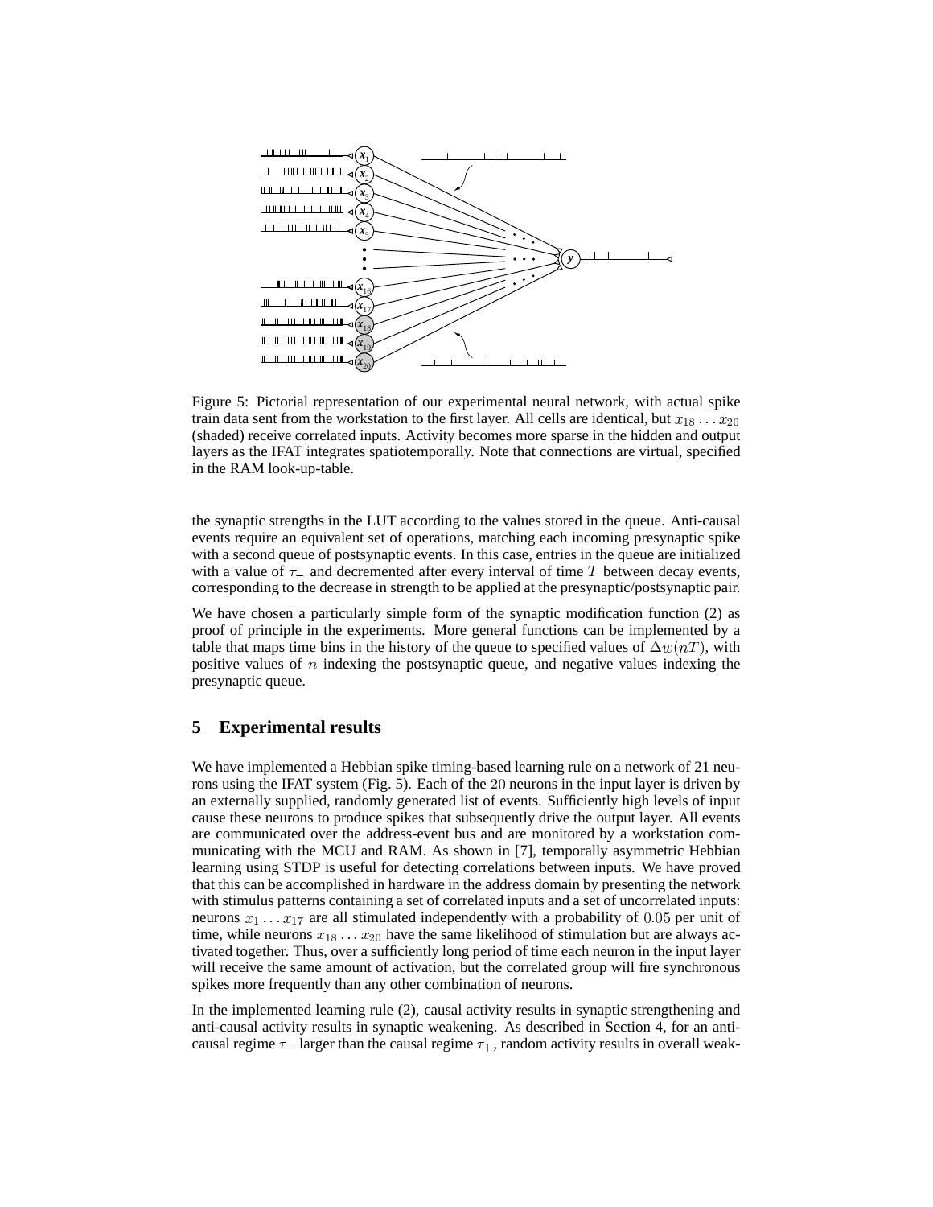Figure 5: Pictorial representation of our experimental neural network, with actual spike train data sent from the workstation to the first layer. All cells are identical, but $x_{18} \ldots x_{20}$ (shaded) receive correlated inputs. Activity becomes more sparse in the hidden and output layers as the IFAT integrates spatiotemporally. Note that connections are virtual, specified in the RAM look-up-table.

the synaptic strengths in the LUT according to the values stored in the queue. Anti-causal events require an equivalent set of operations, matching each incoming presynaptic spike with a second queue of postsynaptic events. In this case, entries in the queue are initialized with a value of $\tau_-$ and decremented after every interval of time $T$ between decay events, corresponding to the decrease in strength to be applied at the presynaptic/postsynaptic pair.

We have chosen a particularly simple form of the synaptic modification function (2) as proof of principle in the experiments. More general functions can be implemented by a table that maps time bins in the history of the queue to specified values of $\Delta w(nT)$, with positive values of $n$ indexing the postsynaptic queue, and negative values indexing the presynaptic queue.

## 5 Experimental results

We have implemented a Hebbian spike timing-based learning rule on a network of 21 neurons using the IFAT system (Fig. 5). Each of the 20 neurons in the input layer is driven by an externally supplied, randomly generated list of events. Sufficiently high levels of input cause these neurons to produce spikes that subsequently drive the output layer. All events are communicated over the address-event bus and are monitored by a workstation communicating with the MCU and RAM. As shown in [7], temporally asymmetric Hebbian learning using STDP is useful for detecting correlations between inputs. We have proved that this can be accomplished in hardware in the address domain by presenting the network with stimulus patterns containing a set of correlated inputs and a set of uncorrelated inputs: neurons $x_1 \ldots x_{17}$ are all stimulated independently with a probability of $0.05$ per unit of time, while neurons $x_{18} \ldots x_{20}$ have the same likelihood of stimulation but are always activated together. Thus, over a sufficiently long period of time each neuron in the input layer will receive the same amount of activation, but the correlated group will fire synchronous spikes more frequently than any other combination of neurons.

In the implemented learning rule (2), causal activity results in synaptic strengthening and anti-causal activity results in synaptic weakening. As described in Section 4, for an anti-causal regime $\tau_-$ larger than the causal regime $\tau_+$, random activity results in overall weak-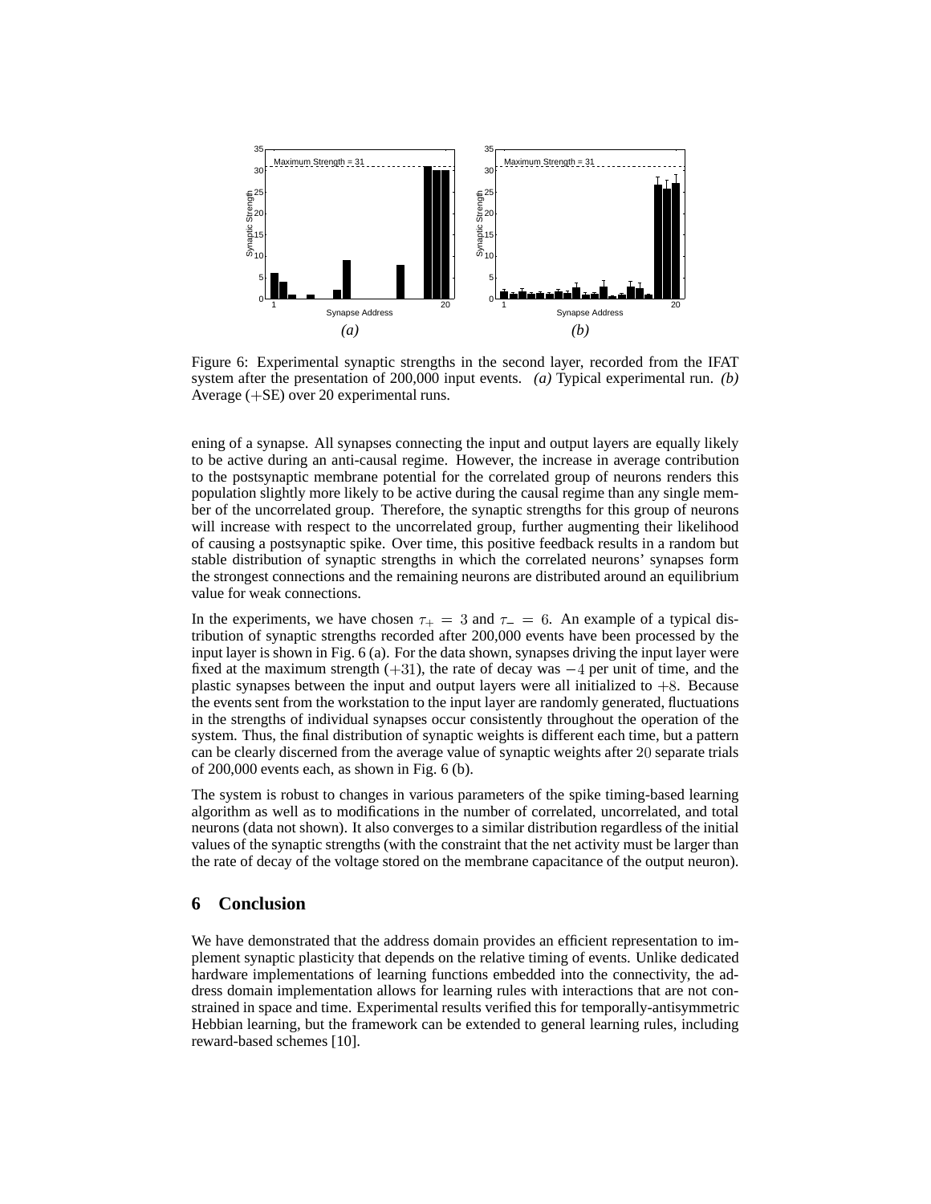Figure 6: Experimental synaptic strengths in the second layer, recorded from the IFAT system after the presentation of 200,000 input events. *(a)* Typical experimental run. *(b)* Average (+SE) over 20 experimental runs.

ening of a synapse. All synapses connecting the input and output layers are equally likely to be active during an anti-causal regime. However, the increase in average contribution to the postsynaptic membrane potential for the correlated group of neurons renders this population slightly more likely to be active during the causal regime than any single member of the uncorrelated group. Therefore, the synaptic strengths for this group of neurons will increase with respect to the uncorrelated group, further augmenting their likelihood of causing a postsynaptic spike. Over time, this positive feedback results in a random but stable distribution of synaptic strengths in which the correlated neurons' synapses form the strongest connections and the remaining neurons are distributed around an equilibrium value for weak connections.

In the experiments, we have chosen $\tau_+ = 3$ and $\tau_- = 6$. An example of a typical distribution of synaptic strengths recorded after 200,000 events have been processed by the input layer is shown in Fig. 6 (a). For the data shown, synapses driving the input layer were fixed at the maximum strength ($+31$), the rate of decay was $-4$ per unit of time, and the plastic synapses between the input and output layers were all initialized to $+8$. Because the events sent from the workstation to the input layer are randomly generated, fluctuations in the strengths of individual synapses occur consistently throughout the operation of the system. Thus, the final distribution of synaptic weights is different each time, but a pattern can be clearly discerned from the average value of synaptic weights after $20$ separate trials of 200,000 events each, as shown in Fig. 6 (b).

The system is robust to changes in various parameters of the spike timing-based learning algorithm as well as to modifications in the number of correlated, uncorrelated, and total neurons (data not shown). It also converges to a similar distribution regardless of the initial values of the synaptic strengths (with the constraint that the net activity must be larger than the rate of decay of the voltage stored on the membrane capacitance of the output neuron).

## 6 Conclusion

We have demonstrated that the address domain provides an efficient representation to implement synaptic plasticity that depends on the relative timing of events. Unlike dedicated hardware implementations of learning functions embedded into the connectivity, the address domain implementation allows for learning rules with interactions that are not constrained in space and time. Experimental results verified this for temporally-antisymmetric Hebbian learning, but the framework can be extended to general learning rules, including reward-based schemes [10].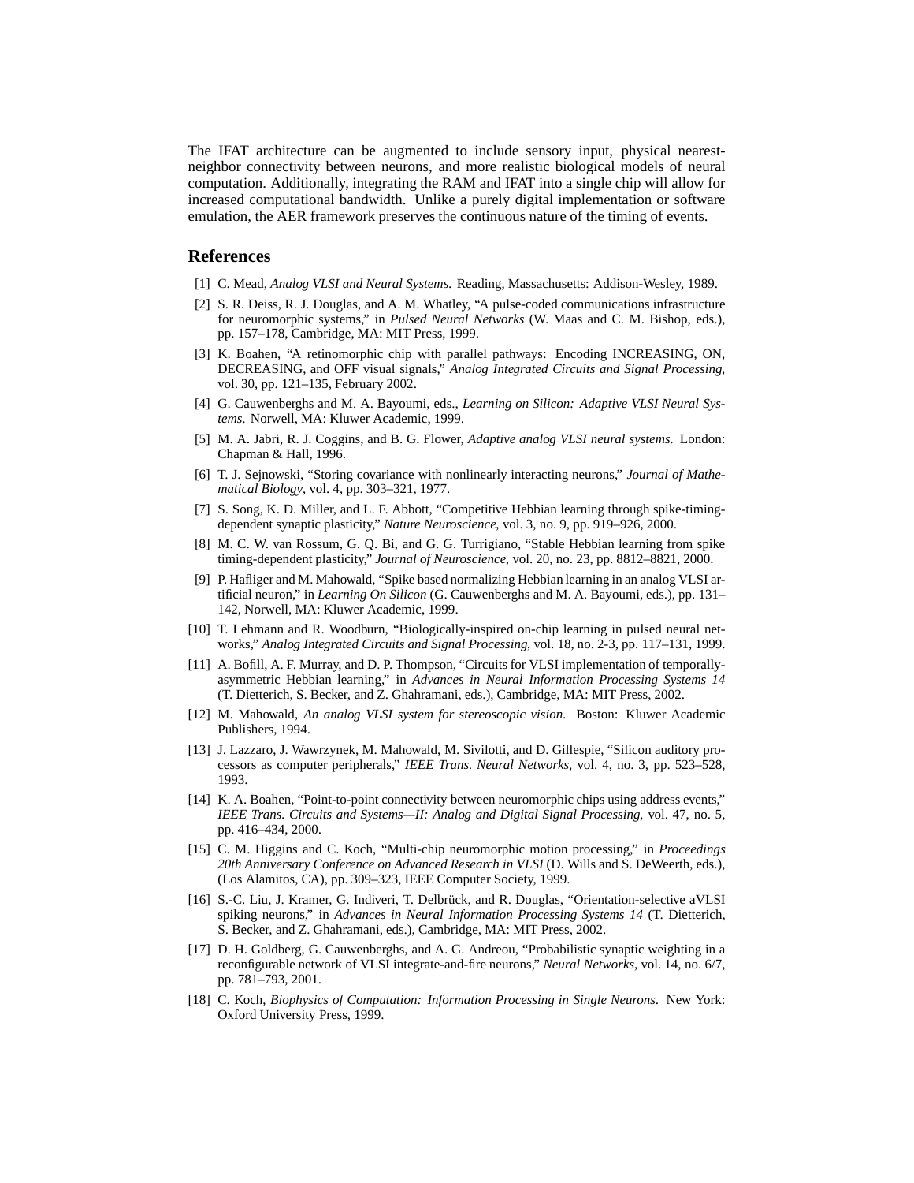The IFAT architecture can be augmented to include sensory input, physical nearest-neighbor connectivity between neurons, and more realistic biological models of neural computation. Additionally, integrating the RAM and IFAT into a single chip will allow for increased computational bandwidth. Unlike a purely digital implementation or software emulation, the AER framework preserves the continuous nature of the timing of events.

## References

[1] C. Mead, *Analog VLSI and Neural Systems.* Reading, Massachusetts: Addison-Wesley, 1989.

[2] S. R. Deiss, R. J. Douglas, and A. M. Whatley, "A pulse-coded communications infrastructure for neuromorphic systems," in *Pulsed Neural Networks* (W. Maas and C. M. Bishop, eds.), pp. 157–178, Cambridge, MA: MIT Press, 1999.

[3] K. Boahen, "A retinomorphic chip with parallel pathways: Encoding INCREASING, ON, DECREASING, and OFF visual signals," *Analog Integrated Circuits and Signal Processing*, vol. 30, pp. 121–135, February 2002.

[4] G. Cauwenberghs and M. A. Bayoumi, eds., *Learning on Silicon: Adaptive VLSI Neural Systems.* Norwell, MA: Kluwer Academic, 1999.

[5] M. A. Jabri, R. J. Coggins, and B. G. Flower, *Adaptive analog VLSI neural systems.* London: Chapman & Hall, 1996.

[6] T. J. Sejnowski, "Storing covariance with nonlinearly interacting neurons," *Journal of Mathematical Biology*, vol. 4, pp. 303–321, 1977.

[7] S. Song, K. D. Miller, and L. F. Abbott, "Competitive Hebbian learning through spike-timing-dependent synaptic plasticity," *Nature Neuroscience*, vol. 3, no. 9, pp. 919–926, 2000.

[8] M. C. W. van Rossum, G. Q. Bi, and G. G. Turrigiano, "Stable Hebbian learning from spike timing-dependent plasticity," *Journal of Neuroscience*, vol. 20, no. 23, pp. 8812–8821, 2000.

[9] P. Hafliger and M. Mahowald, "Spike based normalizing Hebbian learning in an analog VLSI artificial neuron," in *Learning On Silicon* (G. Cauwenberghs and M. A. Bayoumi, eds.), pp. 131–142, Norwell, MA: Kluwer Academic, 1999.

[10] T. Lehmann and R. Woodburn, "Biologically-inspired on-chip learning in pulsed neural networks," *Analog Integrated Circuits and Signal Processing*, vol. 18, no. 2-3, pp. 117–131, 1999.

[11] A. Bofill, A. F. Murray, and D. P. Thompson, "Circuits for VLSI implementation of temporally-asymmetric Hebbian learning," in *Advances in Neural Information Processing Systems 14* (T. Dietterich, S. Becker, and Z. Ghahramani, eds.), Cambridge, MA: MIT Press, 2002.

[12] M. Mahowald, *An analog VLSI system for stereoscopic vision.* Boston: Kluwer Academic Publishers, 1994.

[13] J. Lazzaro, J. Wawrzynek, M. Mahowald, M. Sivilotti, and D. Gillespie, "Silicon auditory processors as computer peripherals," *IEEE Trans. Neural Networks*, vol. 4, no. 3, pp. 523–528, 1993.

[14] K. A. Boahen, "Point-to-point connectivity between neuromorphic chips using address events," *IEEE Trans. Circuits and Systems—II: Analog and Digital Signal Processing*, vol. 47, no. 5, pp. 416–434, 2000.

[15] C. M. Higgins and C. Koch, "Multi-chip neuromorphic motion processing," in *Proceedings 20th Anniversary Conference on Advanced Research in VLSI* (D. Wills and S. DeWeerth, eds.), (Los Alamitos, CA), pp. 309–323, IEEE Computer Society, 1999.

[16] S.-C. Liu, J. Kramer, G. Indiveri, T. Delbrück, and R. Douglas, "Orientation-selective aVLSI spiking neurons," in *Advances in Neural Information Processing Systems 14* (T. Dietterich, S. Becker, and Z. Ghahramani, eds.), Cambridge, MA: MIT Press, 2002.

[17] D. H. Goldberg, G. Cauwenberghs, and A. G. Andreou, "Probabilistic synaptic weighting in a reconfigurable network of VLSI integrate-and-fire neurons," *Neural Networks*, vol. 14, no. 6/7, pp. 781–793, 2001.

[18] C. Koch, *Biophysics of Computation: Information Processing in Single Neurons*. New York: Oxford University Press, 1999.